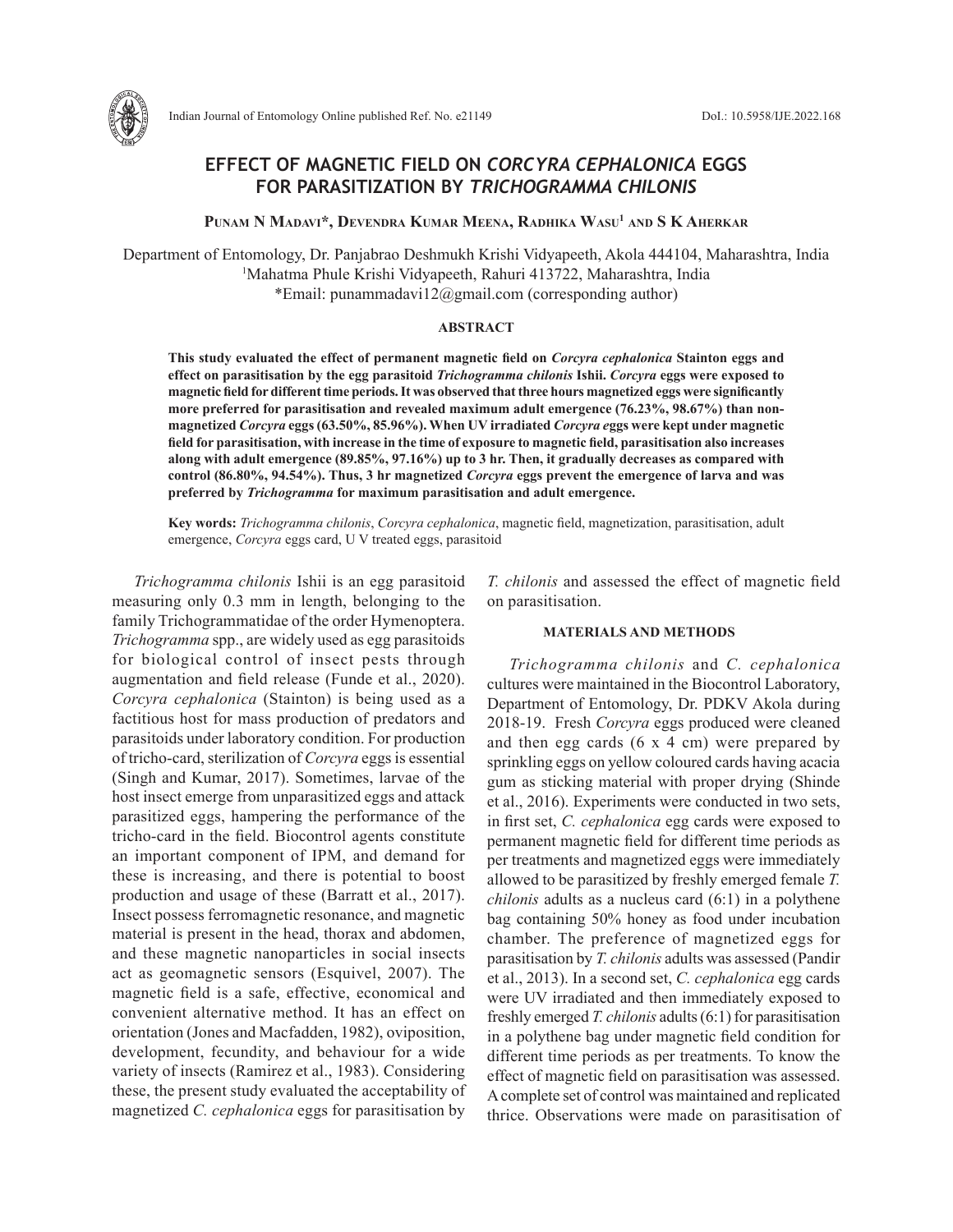# EFFECT OF MAGNETIC FIELD ON *CORCYRA CEPHALONICA* EGGS FOR PARASITIZATION BY *TRICHOGRAMMA CHILONIS*

**Punam N Madavi\*, Devendra Kumar Meena, Radhika Wasu[1] and S K Aherkar**

Department of Entomology, Dr. Panjabrao Deshmukh Krishi Vidyapeeth, Akola 444104, Maharashtra, India
[1]Mahatma Phule Krishi Vidyapeeth, Rahuri 413722, Maharashtra, India
\*Email: punammadavi12@gmail.com (corresponding author)

## ABSTRACT

**This study evaluated the effect of permanent magnetic field on *Corcyra cephalonica* Stainton eggs and effect on parasitisation by the egg parasitoid *Trichogramma chilonis* Ishii. *Corcyra* eggs were exposed to magnetic field for different time periods. It was observed that three hours magnetized eggs were significantly more preferred for parasitisation and revealed maximum adult emergence (76.23%, 98.67%) than non-magnetized *Corcyra* eggs (63.50%, 85.96%). When UV irradiated *Corcyra e*ggs were kept under magnetic field for parasitisation, with increase in the time of exposure to magnetic field, parasitisation also increases along with adult emergence (89.85%, 97.16%) up to 3 hr. Then, it gradually decreases as compared with control (86.80%, 94.54%). Thus, 3 hr magnetized *Corcyra* eggs prevent the emergence of larva and was preferred by *Trichogramma* for maximum parasitisation and adult emergence.**

**Key words:** *Trichogramma chilonis*, *Corcyra cephalonica*, magnetic field, magnetization, parasitisation, adult emergence, *Corcyra* eggs card, U V treated eggs, parasitoid

*Trichogramma chilonis* Ishii is an egg parasitoid measuring only 0.3 mm in length, belonging to the family Trichogrammatidae of the order Hymenoptera. *Trichogramma* spp., are widely used as egg parasitoids for biological control of insect pests through augmentation and field release (Funde et al., 2020). *Corcyra cephalonica* (Stainton) is being used as a factitious host for mass production of predators and parasitoids under laboratory condition. For production of tricho-card, sterilization of *Corcyra* eggs is essential (Singh and Kumar, 2017). Sometimes, larvae of the host insect emerge from unparasitized eggs and attack parasitized eggs, hampering the performance of the tricho-card in the field. Biocontrol agents constitute an important component of IPM, and demand for these is increasing, and there is potential to boost production and usage of these (Barratt et al., 2017). Insect possess ferromagnetic resonance, and magnetic material is present in the head, thorax and abdomen, and these magnetic nanoparticles in social insects act as geomagnetic sensors (Esquivel, 2007). The magnetic field is a safe, effective, economical and convenient alternative method. It has an effect on orientation (Jones and Macfadden, 1982), oviposition, development, fecundity, and behaviour for a wide variety of insects (Ramirez et al., 1983). Considering these, the present study evaluated the acceptability of magnetized *C. cephalonica* eggs for parasitisation by *T. chilonis* and assessed the effect of magnetic field on parasitisation.

## MATERIALS AND METHODS

*Trichogramma chilonis* and *C. cephalonica* cultures were maintained in the Biocontrol Laboratory, Department of Entomology, Dr. PDKV Akola during 2018-19. Fresh *Corcyra* eggs produced were cleaned and then egg cards (6 x 4 cm) were prepared by sprinkling eggs on yellow coloured cards having acacia gum as sticking material with proper drying (Shinde et al., 2016). Experiments were conducted in two sets, in first set, *C. cephalonica* egg cards were exposed to permanent magnetic field for different time periods as per treatments and magnetized eggs were immediately allowed to be parasitized by freshly emerged female *T. chilonis* adults as a nucleus card (6:1) in a polythene bag containing 50% honey as food under incubation chamber. The preference of magnetized eggs for parasitisation by *T. chilonis* adults was assessed (Pandir et al., 2013). In a second set, *C. cephalonica* egg cards were UV irradiated and then immediately exposed to freshly emerged *T. chilonis* adults (6:1) for parasitisation in a polythene bag under magnetic field condition for different time periods as per treatments. To know the effect of magnetic field on parasitisation was assessed. A complete set of control was maintained and replicated thrice. Observations were made on parasitisation of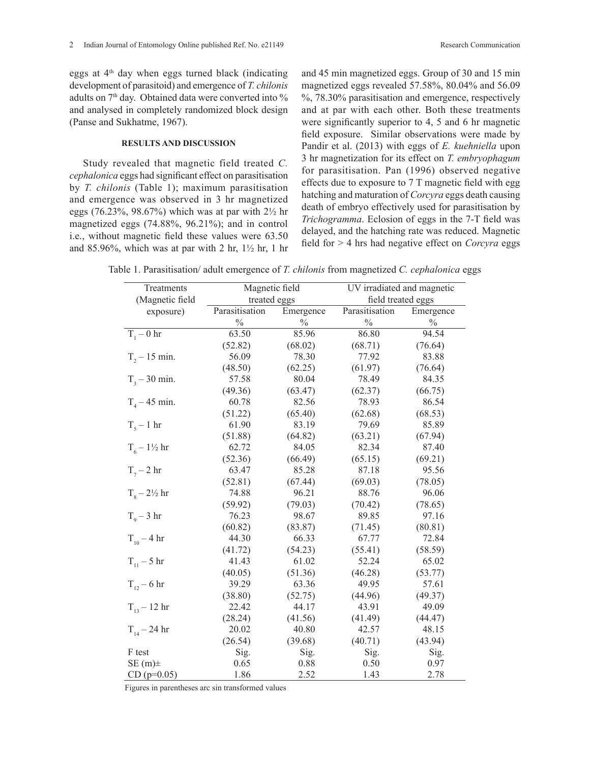eggs at 4th day when eggs turned black (indicating development of parasitoid) and emergence of *T. chilonis* adults on 7th day. Obtained data were converted into % and analysed in completely randomized block design (Panse and Sukhatme, 1967).

## RESULTS AND DISCUSSION

Study revealed that magnetic field treated *C. cephalonica* eggs had significant effect on parasitisation by *T. chilonis* (Table 1); maximum parasitisation and emergence was observed in 3 hr magnetized eggs (76.23%, 98.67%) which was at par with 2½ hr magnetized eggs (74.88%, 96.21%); and in control i.e., without magnetic field these values were 63.50 and 85.96%, which was at par with 2 hr, 1½ hr, 1 hr and 45 min magnetized eggs. Group of 30 and 15 min magnetized eggs revealed 57.58%, 80.04% and 56.09 %, 78.30% parasitisation and emergence, respectively and at par with each other. Both these treatments were significantly superior to 4, 5 and 6 hr magnetic field exposure. Similar observations were made by Pandir et al. (2013) with eggs of *E. kuehniella* upon 3 hr magnetization for its effect on *T. embryophagum* for parasitisation. Pan (1996) observed negative effects due to exposure to 7 T magnetic field with egg hatching and maturation of *Corcyra* eggs death causing death of embryo effectively used for parasitisation by *Trichogramma*. Eclosion of eggs in the 7-T field was delayed, and the hatching rate was reduced. Magnetic field for > 4 hrs had negative effect on *Corcyra* eggs

Table 1. Parasitisation/ adult emergence of *T. chilonis* from magnetized *C. cephalonica* eggs

| Treatments (Magnetic field exposure) | Magnetic field treated eggs | | UV irradiated and magnetic field treated eggs | |
|---|---|---|---|---|
| | Parasitisation % | Emergence % | Parasitisation % | Emergence % |
| $T_1$ – 0 hr | 63.50 (52.82) | 85.96 (68.02) | 86.80 (68.71) | 94.54 (76.64) |
| $T_2$ – 15 min. | 56.09 (48.50) | 78.30 (62.25) | 77.92 (61.97) | 83.88 (76.64) |
| $T_3$ – 30 min. | 57.58 (49.36) | 80.04 (63.47) | 78.49 (62.37) | 84.35 (66.75) |
| $T_4$ – 45 min. | 60.78 (51.22) | 82.56 (65.40) | 78.93 (62.68) | 86.54 (68.53) |
| $T_5$ – 1 hr | 61.90 (51.88) | 83.19 (64.82) | 79.69 (63.21) | 85.89 (67.94) |
| $T_6$ – 1½ hr | 62.72 (52.36) | 84.05 (66.49) | 82.34 (65.15) | 87.40 (69.21) |
| $T_7$ – 2 hr | 63.47 (52.81) | 85.28 (67.44) | 87.18 (69.03) | 95.56 (78.05) |
| $T_8$ – 2½ hr | 74.88 (59.92) | 96.21 (79.03) | 88.76 (70.42) | 96.06 (78.65) |
| $T_9$ – 3 hr | 76.23 (60.82) | 98.67 (83.87) | 89.85 (71.45) | 97.16 (80.81) |
| $T_{10}$ – 4 hr | 44.30 (41.72) | 66.33 (54.23) | 67.77 (55.41) | 72.84 (58.59) |
| $T_{11}$ – 5 hr | 41.43 (40.05) | 61.02 (51.36) | 52.24 (46.28) | 65.02 (53.77) |
| $T_{12}$ – 6 hr | 39.29 (38.80) | 63.36 (52.75) | 49.95 (44.96) | 57.61 (49.37) |
| $T_{13}$ – 12 hr | 22.42 (28.24) | 44.17 (41.56) | 43.91 (41.49) | 49.09 (44.47) |
| $T_{14}$ – 24 hr | 20.02 (26.54) | 40.80 (39.68) | 42.57 (40.71) | 48.15 (43.94) |
| F test | Sig. | Sig. | Sig. | Sig. |
| SE (m)± | 0.65 | 0.88 | 0.50 | 0.97 |
| CD (p=0.05) | 1.86 | 2.52 | 1.43 | 2.78 |

Figures in parentheses arc sin transformed values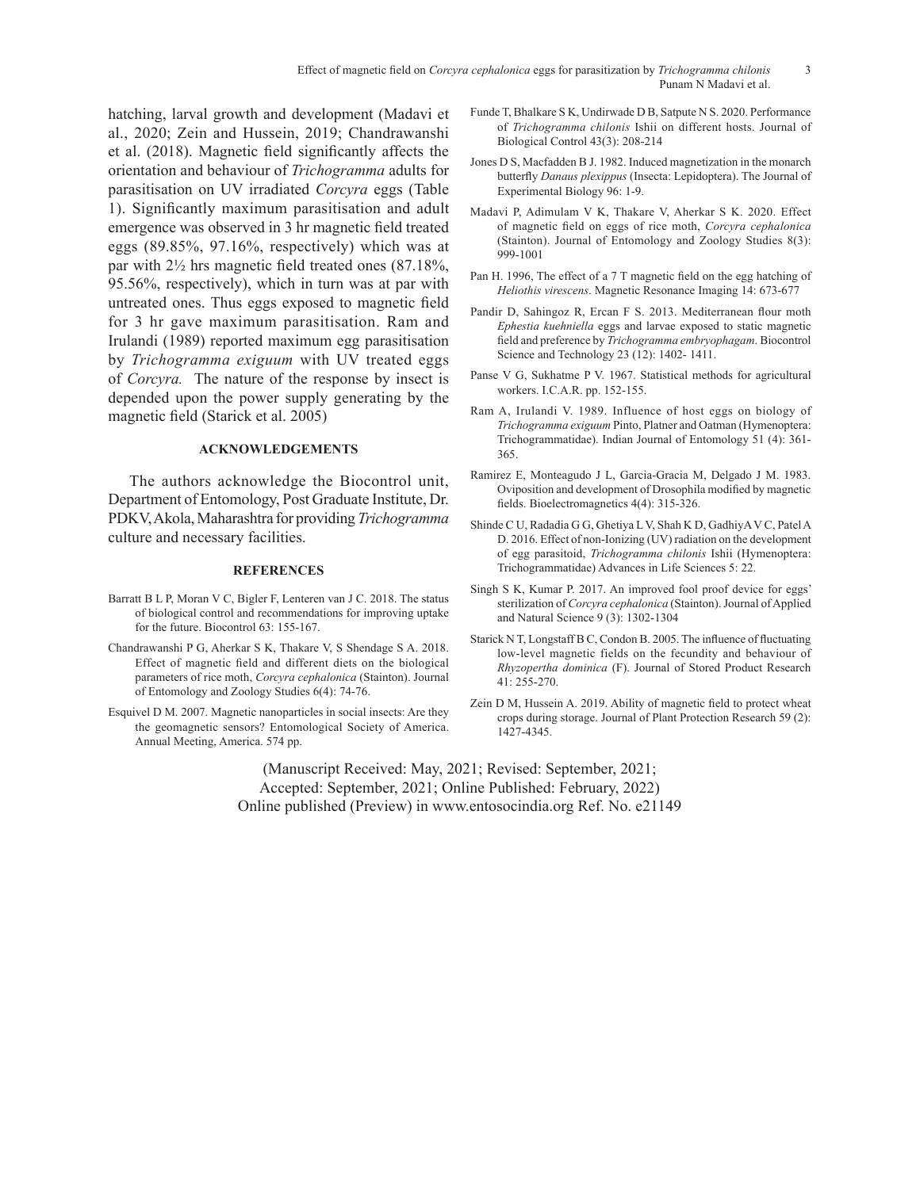hatching, larval growth and development (Madavi et al., 2020; Zein and Hussein, 2019; Chandrawanshi et al. (2018). Magnetic field significantly affects the orientation and behaviour of *Trichogramma* adults for parasitisation on UV irradiated *Corcyra* eggs (Table 1). Significantly maximum parasitisation and adult emergence was observed in 3 hr magnetic field treated eggs (89.85%, 97.16%, respectively) which was at par with 2½ hrs magnetic field treated ones (87.18%, 95.56%, respectively), which in turn was at par with untreated ones. Thus eggs exposed to magnetic field for 3 hr gave maximum parasitisation. Ram and Irulandi (1989) reported maximum egg parasitisation by *Trichogramma exiguum* with UV treated eggs of *Corcyra.* The nature of the response by insect is depended upon the power supply generating by the magnetic field (Starick et al. 2005)

## ACKNOWLEDGEMENTS

The authors acknowledge the Biocontrol unit, Department of Entomology, Post Graduate Institute, Dr. PDKV, Akola, Maharashtra for providing *Trichogramma* culture and necessary facilities.

## REFERENCES

Barratt B L P, Moran V C, Bigler F, Lenteren van J C. 2018. The status of biological control and recommendations for improving uptake for the future. Biocontrol 63: 155-167.

Chandrawanshi P G, Aherkar S K, Thakare V, S Shendage S A. 2018. Effect of magnetic field and different diets on the biological parameters of rice moth, *Corcyra cephalonica* (Stainton). Journal of Entomology and Zoology Studies 6(4): 74-76.

Esquivel D M. 2007. Magnetic nanoparticles in social insects: Are they the geomagnetic sensors? Entomological Society of America. Annual Meeting, America. 574 pp.

Funde T, Bhalkare S K, Undirwade D B, Satpute N S. 2020. Performance of *Trichogramma chilonis* Ishii on different hosts. Journal of Biological Control 43(3): 208-214

Jones D S, Macfadden B J. 1982. Induced magnetization in the monarch butterfly *Danaus plexippus* (Insecta: Lepidoptera). The Journal of Experimental Biology 96: 1-9.

Madavi P, Adimulam V K, Thakare V, Aherkar S K. 2020. Effect of magnetic field on eggs of rice moth, *Corcyra cephalonica* (Stainton). Journal of Entomology and Zoology Studies 8(3): 999-1001

Pan H. 1996, The effect of a 7 T magnetic field on the egg hatching of *Heliothis virescens*. Magnetic Resonance Imaging 14: 673-677

Pandir D, Sahingoz R, Ercan F S. 2013. Mediterranean flour moth *Ephestia kuehniella* eggs and larvae exposed to static magnetic field and preference by *Trichogramma embryophagam*. Biocontrol Science and Technology 23 (12): 1402- 1411.

Panse V G, Sukhatme P V. 1967. Statistical methods for agricultural workers. I.C.A.R. pp. 152-155.

Ram A, Irulandi V. 1989. Influence of host eggs on biology of *Trichogramma exiguum* Pinto, Platner and Oatman (Hymenoptera: Trichogrammatidae). Indian Journal of Entomology 51 (4): 361-365.

Ramirez E, Monteagudo J L, Garcia-Gracia M, Delgado J M. 1983. Oviposition and development of Drosophila modified by magnetic fields. Bioelectromagnetics 4(4): 315-326.

Shinde C U, Radadia G G, Ghetiya L V, Shah K D, Gadhiya V C, Patel A D. 2016. Effect of non-Ionizing (UV) radiation on the development of egg parasitoid, *Trichogramma chilonis* Ishii (Hymenoptera: Trichogrammatidae) Advances in Life Sciences 5: 22.

Singh S K, Kumar P. 2017. An improved fool proof device for eggs' sterilization of *Corcyra cephalonica* (Stainton). Journal of Applied and Natural Science 9 (3): 1302-1304

Starick N T, Longstaff B C, Condon B. 2005. The influence of fluctuating low-level magnetic fields on the fecundity and behaviour of *Rhyzopertha dominica* (F). Journal of Stored Product Research 41: 255-270.

Zein D M, Hussein A. 2019. Ability of magnetic field to protect wheat crops during storage. Journal of Plant Protection Research 59 (2): 1427-4345.

(Manuscript Received: May, 2021; Revised: September, 2021; Accepted: September, 2021; Online Published: February, 2022)
Online published (Preview) in www.entosocindia.org Ref. No. e21149